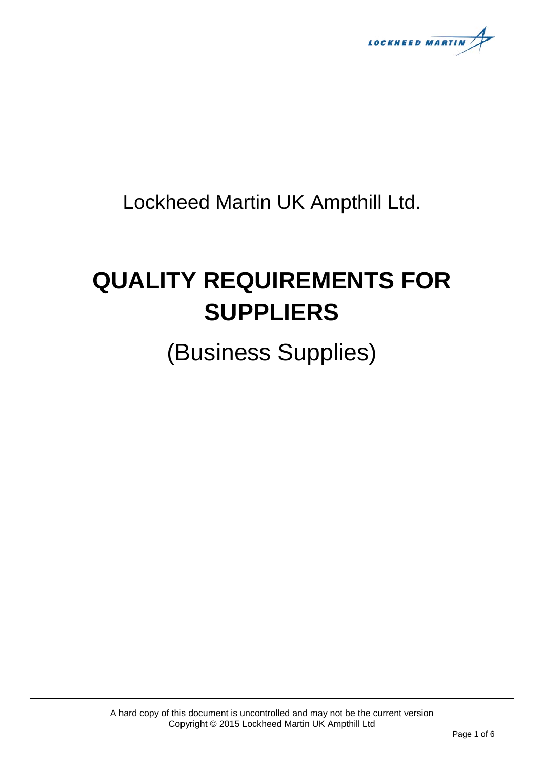Lockheed Martin UK Ampthill Ltd.

# QUALITY REQUIREMENTS FOR SUPPLIERS

(Business Supplies)

A hard copy of this document is uncontrolled and may not be the current version
Copyright © 2015 Lockheed Martin UK Ampthill Ltd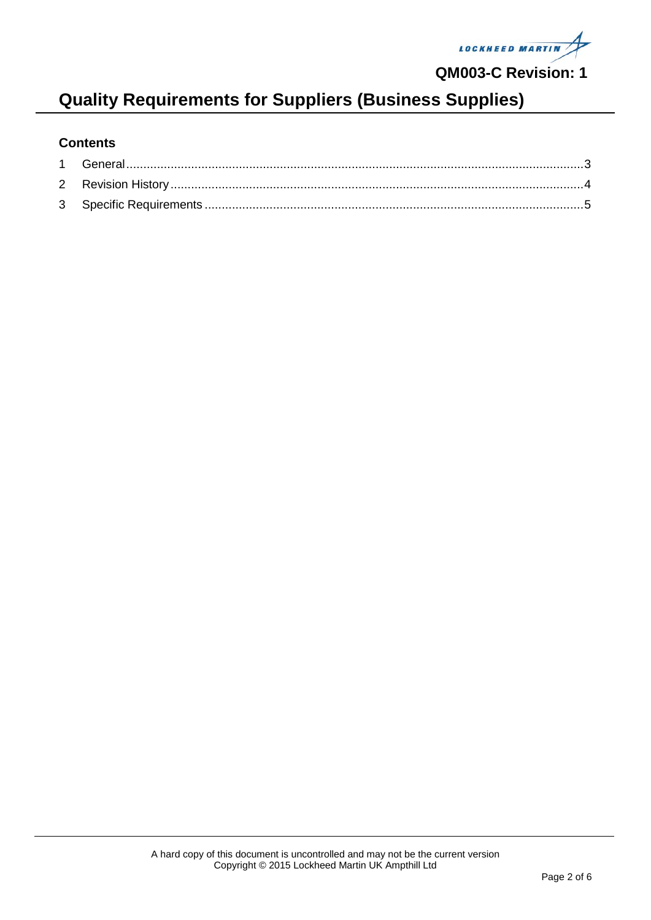# Quality Requirements for Suppliers (Business Supplies)

## Contents

1 General....................................................................................................................................3

2 Revision History.........................................................................................................................4

3 Specific Requirements...............................................................................................................5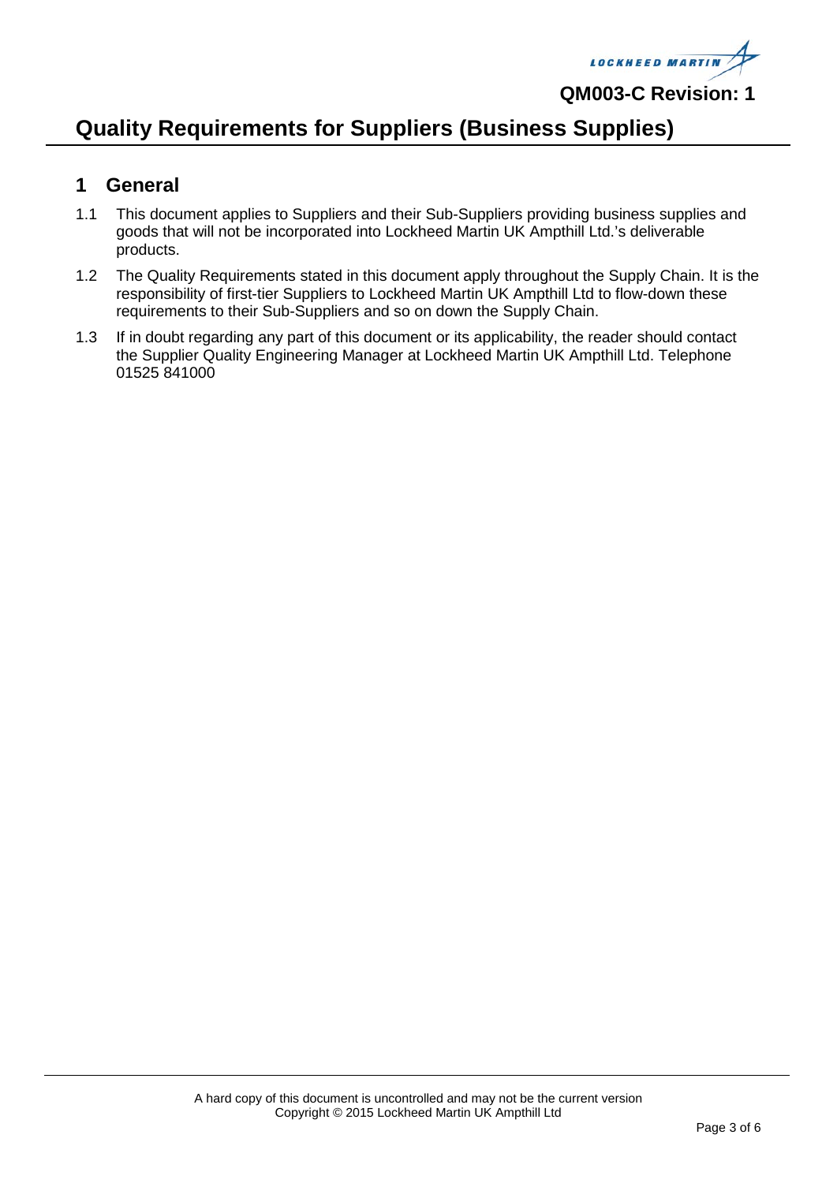# Quality Requirements for Suppliers (Business Supplies)

## 1 General

1.1 This document applies to Suppliers and their Sub-Suppliers providing business supplies and goods that will not be incorporated into Lockheed Martin UK Ampthill Ltd.'s deliverable products.

1.2 The Quality Requirements stated in this document apply throughout the Supply Chain. It is the responsibility of first-tier Suppliers to Lockheed Martin UK Ampthill Ltd to flow-down these requirements to their Sub-Suppliers and so on down the Supply Chain.

1.3 If in doubt regarding any part of this document or its applicability, the reader should contact the Supplier Quality Engineering Manager at Lockheed Martin UK Ampthill Ltd. Telephone 01525 841000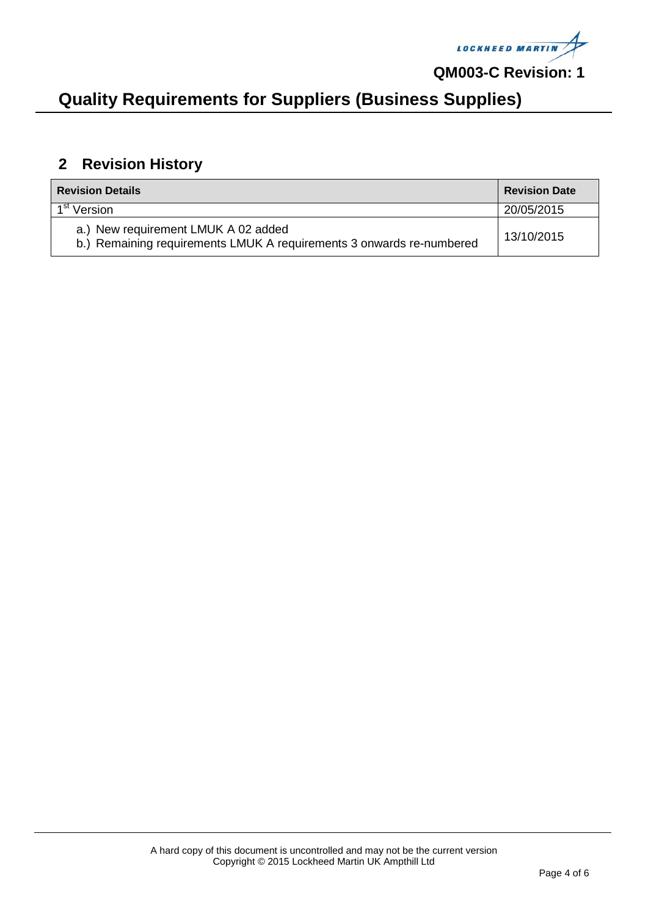## 2 Revision History

| Revision Details | Revision Date |
|---|---|
| 1st Version | 20/05/2015 |
| a.) New requirement LMUK A 02 added<br>b.) Remaining requirements LMUK A requirements 3 onwards re-numbered | 13/10/2015 |

A hard copy of this document is uncontrolled and may not be the current version
Copyright © 2015 Lockheed Martin UK Ampthill Ltd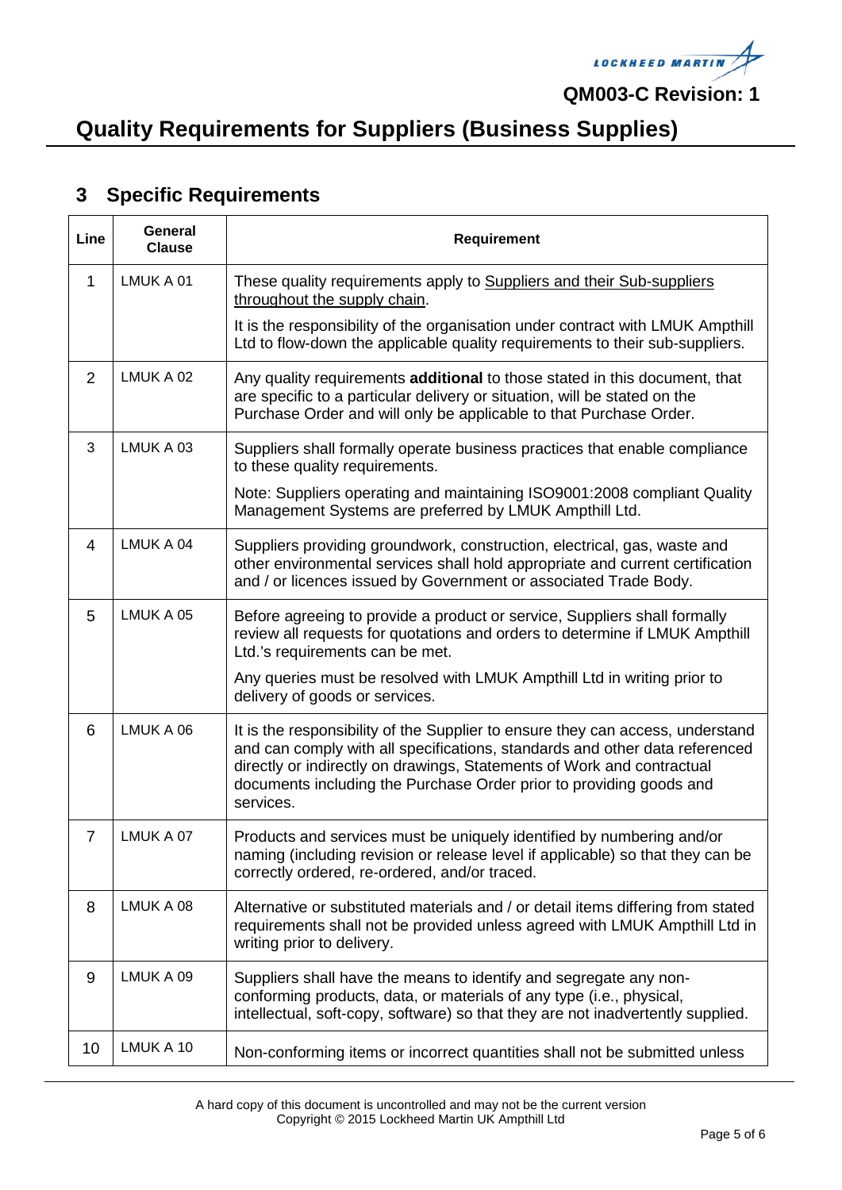## 3 Specific Requirements

| Line | General Clause | Requirement |
|---|---|---|
| 1 | LMUK A 01 | These quality requirements apply to Suppliers and their Sub-suppliers throughout the supply chain.<br><br>It is the responsibility of the organisation under contract with LMUK Ampthill Ltd to flow-down the applicable quality requirements to their sub-suppliers. |
| 2 | LMUK A 02 | Any quality requirements **additional** to those stated in this document, that are specific to a particular delivery or situation, will be stated on the Purchase Order and will only be applicable to that Purchase Order. |
| 3 | LMUK A 03 | Suppliers shall formally operate business practices that enable compliance to these quality requirements.<br><br>Note: Suppliers operating and maintaining ISO9001:2008 compliant Quality Management Systems are preferred by LMUK Ampthill Ltd. |
| 4 | LMUK A 04 | Suppliers providing groundwork, construction, electrical, gas, waste and other environmental services shall hold appropriate and current certification and / or licences issued by Government or associated Trade Body. |
| 5 | LMUK A 05 | Before agreeing to provide a product or service, Suppliers shall formally review all requests for quotations and orders to determine if LMUK Ampthill Ltd.'s requirements can be met.<br><br>Any queries must be resolved with LMUK Ampthill Ltd in writing prior to delivery of goods or services. |
| 6 | LMUK A 06 | It is the responsibility of the Supplier to ensure they can access, understand and can comply with all specifications, standards and other data referenced directly or indirectly on drawings, Statements of Work and contractual documents including the Purchase Order prior to providing goods and services. |
| 7 | LMUK A 07 | Products and services must be uniquely identified by numbering and/or naming (including revision or release level if applicable) so that they can be correctly ordered, re-ordered, and/or traced. |
| 8 | LMUK A 08 | Alternative or substituted materials and / or detail items differing from stated requirements shall not be provided unless agreed with LMUK Ampthill Ltd in writing prior to delivery. |
| 9 | LMUK A 09 | Suppliers shall have the means to identify and segregate any non-conforming products, data, or materials of any type (i.e., physical, intellectual, soft-copy, software) so that they are not inadvertently supplied. |
| 10 | LMUK A 10 | Non-conforming items or incorrect quantities shall not be submitted unless |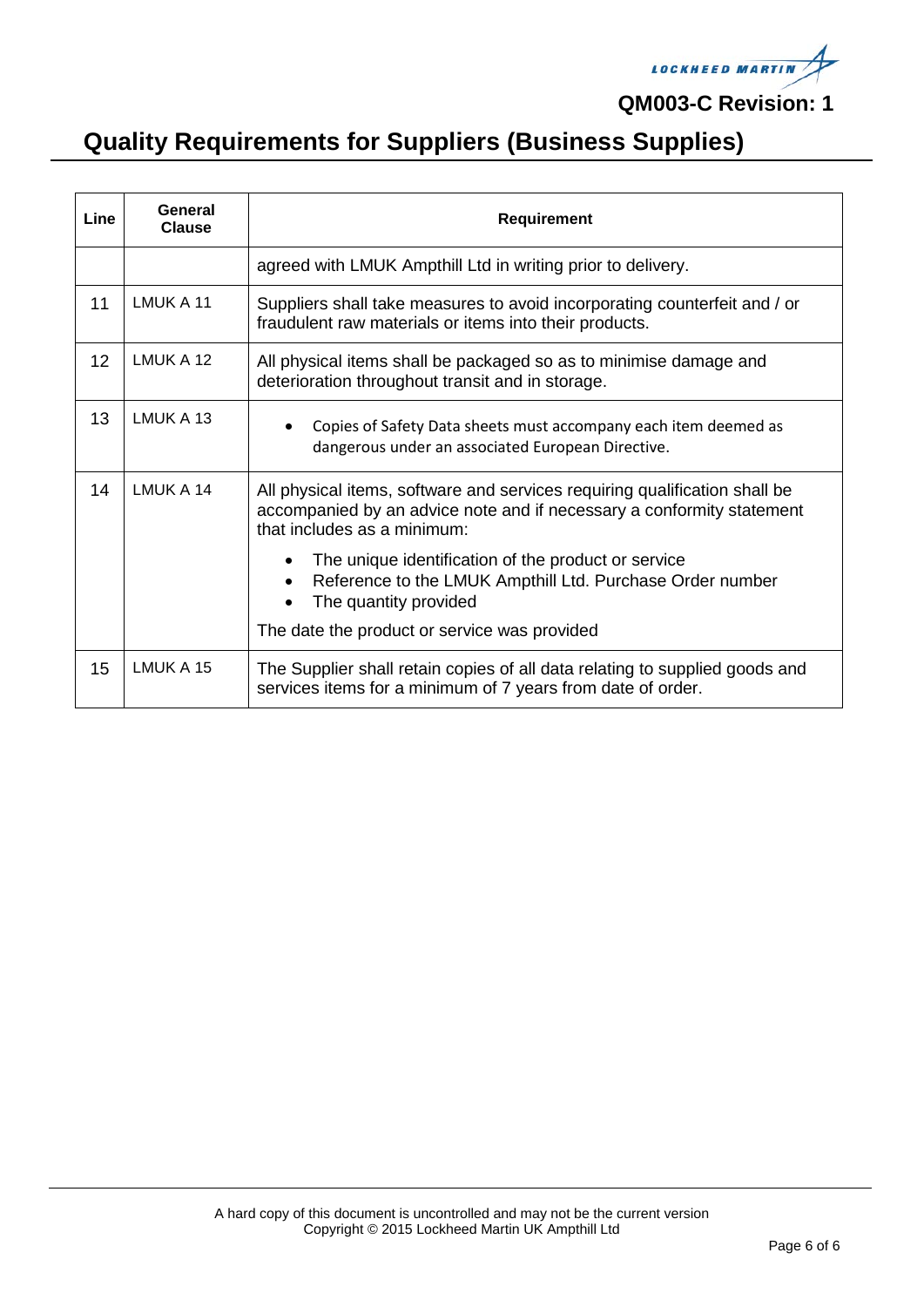# Quality Requirements for Suppliers (Business Supplies)

| Line | General Clause | Requirement |
|---|---|---|
| | | agreed with LMUK Ampthill Ltd in writing prior to delivery. |
| 11 | LMUK A 11 | Suppliers shall take measures to avoid incorporating counterfeit and / or fraudulent raw materials or items into their products. |
| 12 | LMUK A 12 | All physical items shall be packaged so as to minimise damage and deterioration throughout transit and in storage. |
| 13 | LMUK A 13 | • Copies of Safety Data sheets must accompany each item deemed as dangerous under an associated European Directive. |
| 14 | LMUK A 14 | All physical items, software and services requiring qualification shall be accompanied by an advice note and if necessary a conformity statement that includes as a minimum:<br>• The unique identification of the product or service<br>• Reference to the LMUK Ampthill Ltd. Purchase Order number<br>• The quantity provided<br>The date the product or service was provided |
| 15 | LMUK A 15 | The Supplier shall retain copies of all data relating to supplied goods and services items for a minimum of 7 years from date of order. |